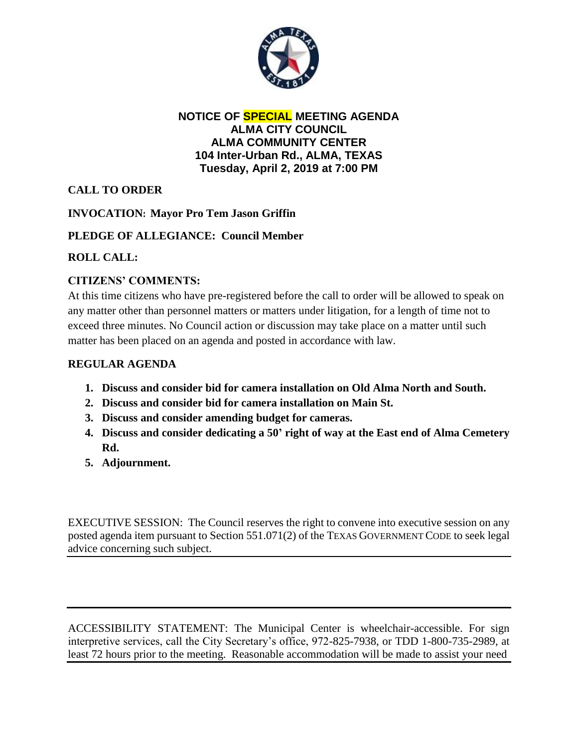# NOTICE OF SPECIAL MEETING AGENDA
## ALMA CITY COUNCIL
## ALMA COMMUNITY CENTER
## 104 Inter-Urban Rd., ALMA, TEXAS
## Tuesday, April 2, 2019 at 7:00 PM

**CALL TO ORDER**

**INVOCATION: Mayor Pro Tem Jason Griffin**

**PLEDGE OF ALLEGIANCE: Council Member**

**ROLL CALL:**

**CITIZENS' COMMENTS:**

At this time citizens who have pre-registered before the call to order will be allowed to speak on any matter other than personnel matters or matters under litigation, for a length of time not to exceed three minutes. No Council action or discussion may take place on a matter until such matter has been placed on an agenda and posted in accordance with law.

**REGULAR AGENDA**

1. **Discuss and consider bid for camera installation on Old Alma North and South.**
2. **Discuss and consider bid for camera installation on Main St.**
3. **Discuss and consider amending budget for cameras.**
4. **Discuss and consider dedicating a 50' right of way at the East end of Alma Cemetery Rd.**
5. **Adjournment.**

EXECUTIVE SESSION: The Council reserves the right to convene into executive session on any posted agenda item pursuant to Section 551.071(2) of the TEXAS GOVERNMENT CODE to seek legal advice concerning such subject.

---

ACCESSIBILITY STATEMENT: The Municipal Center is wheelchair-accessible. For sign interpretive services, call the City Secretary's office, 972-825-7938, or TDD 1-800-735-2989, at least 72 hours prior to the meeting. Reasonable accommodation will be made to assist your need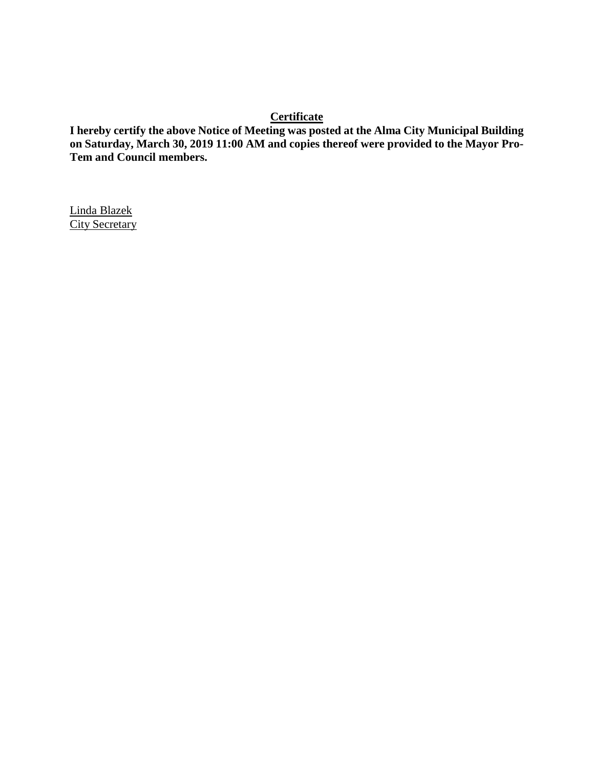**Certificate**

**I hereby certify the above Notice of Meeting was posted at the Alma City Municipal Building on Saturday, March 30, 2019 11:00 AM and copies thereof were provided to the Mayor Pro-Tem and Council members.**

Linda Blazek
City Secretary